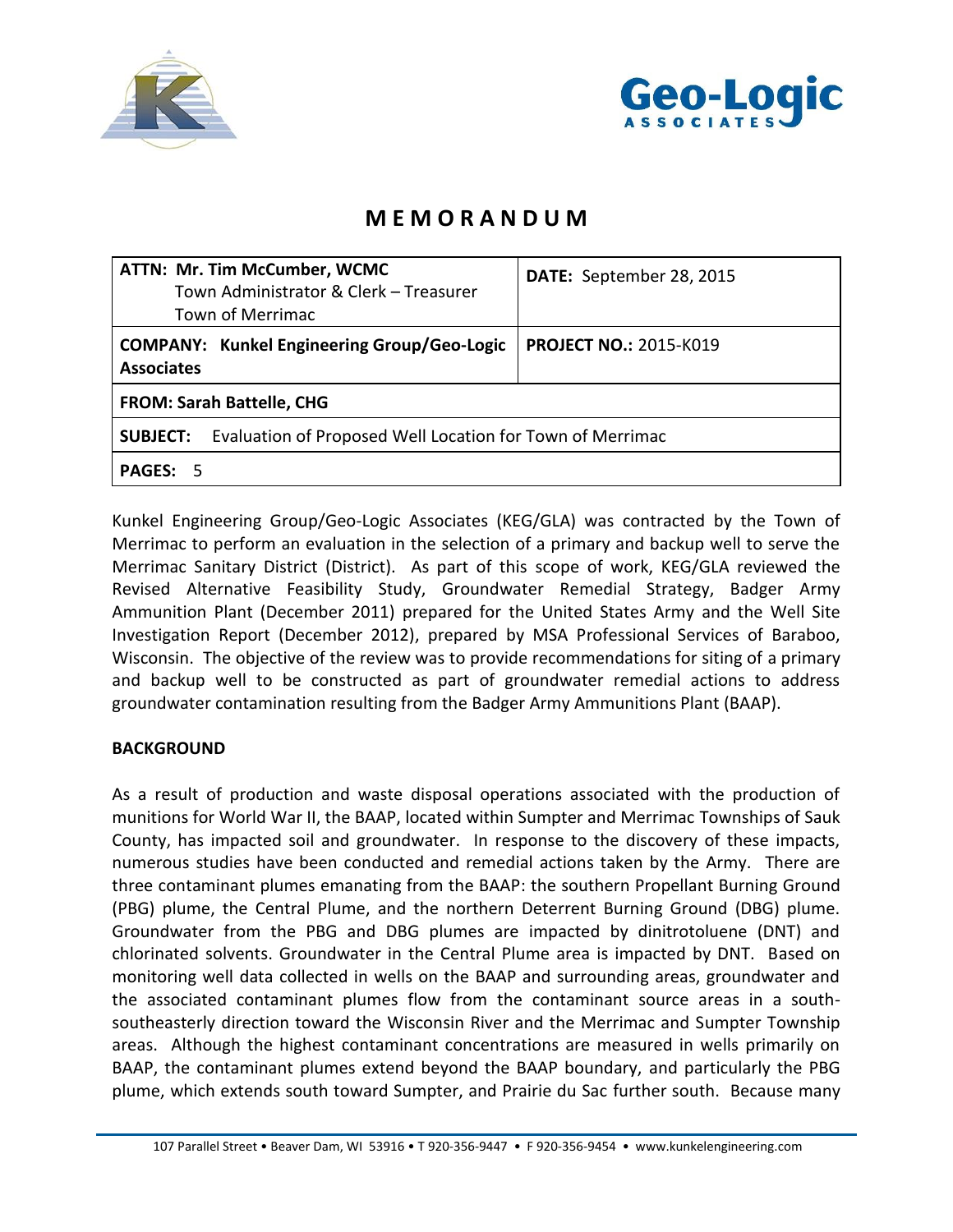# MEMORANDUM

| ATTN: Mr. Tim McCumber, WCMC<br>Town Administrator & Clerk – Treasurer<br>Town of Merrimac | DATE: September 28, 2015 |
|---|---|
| **COMPANY: Kunkel Engineering Group/Geo-Logic Associates** | **PROJECT NO.:** 2015-K019 |
| **FROM: Sarah Battelle, CHG** | |
| **SUBJECT:** Evaluation of Proposed Well Location for Town of Merrimac | |
| **PAGES:** 5 | |

Kunkel Engineering Group/Geo-Logic Associates (KEG/GLA) was contracted by the Town of Merrimac to perform an evaluation in the selection of a primary and backup well to serve the Merrimac Sanitary District (District). As part of this scope of work, KEG/GLA reviewed the Revised Alternative Feasibility Study, Groundwater Remedial Strategy, Badger Army Ammunition Plant (December 2011) prepared for the United States Army and the Well Site Investigation Report (December 2012), prepared by MSA Professional Services of Baraboo, Wisconsin. The objective of the review was to provide recommendations for siting of a primary and backup well to be constructed as part of groundwater remedial actions to address groundwater contamination resulting from the Badger Army Ammunitions Plant (BAAP).

## BACKGROUND

As a result of production and waste disposal operations associated with the production of munitions for World War II, the BAAP, located within Sumpter and Merrimac Townships of Sauk County, has impacted soil and groundwater. In response to the discovery of these impacts, numerous studies have been conducted and remedial actions taken by the Army. There are three contaminant plumes emanating from the BAAP: the southern Propellant Burning Ground (PBG) plume, the Central Plume, and the northern Deterrent Burning Ground (DBG) plume. Groundwater from the PBG and DBG plumes are impacted by dinitrotoluene (DNT) and chlorinated solvents. Groundwater in the Central Plume area is impacted by DNT. Based on monitoring well data collected in wells on the BAAP and surrounding areas, groundwater and the associated contaminant plumes flow from the contaminant source areas in a south-southeasterly direction toward the Wisconsin River and the Merrimac and Sumpter Township areas. Although the highest contaminant concentrations are measured in wells primarily on BAAP, the contaminant plumes extend beyond the BAAP boundary, and particularly the PBG plume, which extends south toward Sumpter, and Prairie du Sac further south. Because many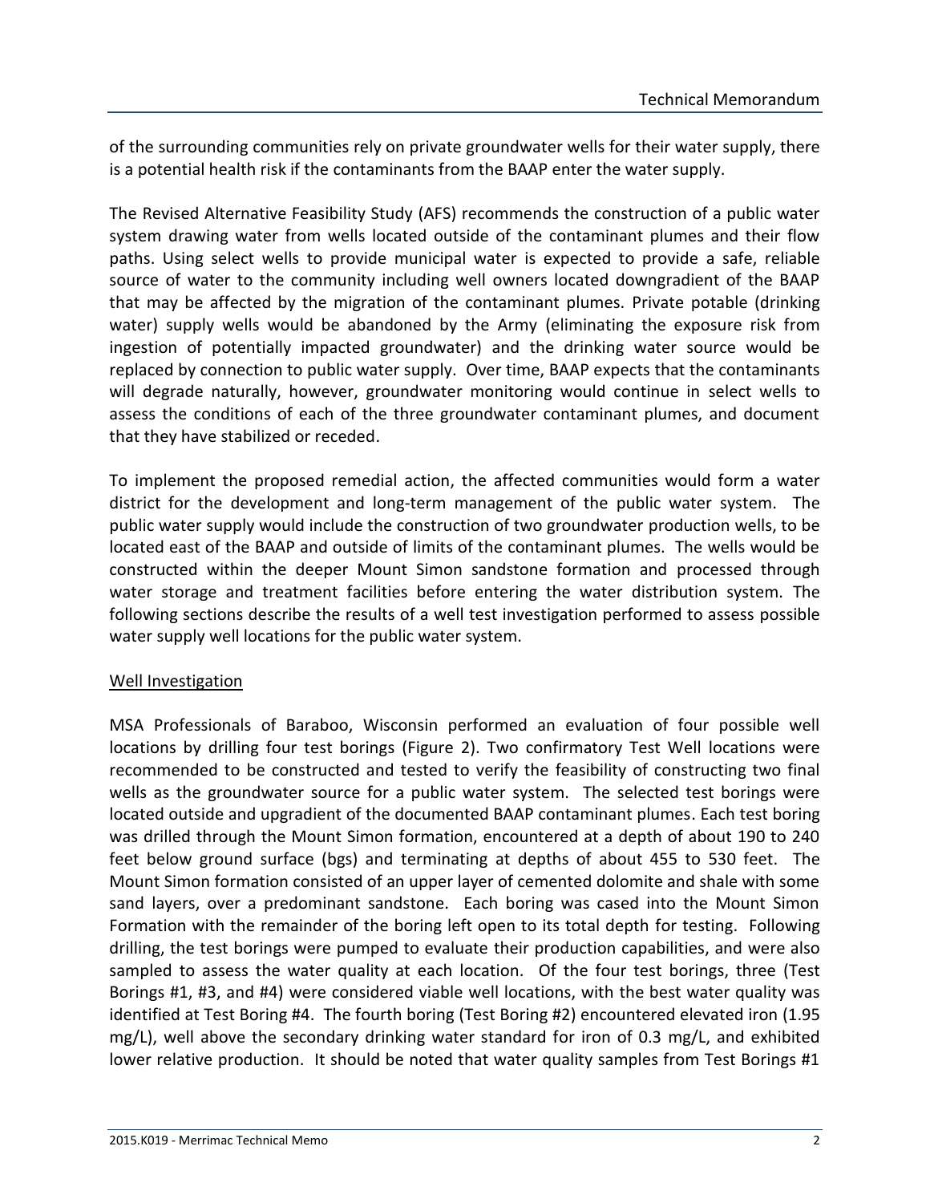of the surrounding communities rely on private groundwater wells for their water supply, there is a potential health risk if the contaminants from the BAAP enter the water supply.

The Revised Alternative Feasibility Study (AFS) recommends the construction of a public water system drawing water from wells located outside of the contaminant plumes and their flow paths. Using select wells to provide municipal water is expected to provide a safe, reliable source of water to the community including well owners located downgradient of the BAAP that may be affected by the migration of the contaminant plumes. Private potable (drinking water) supply wells would be abandoned by the Army (eliminating the exposure risk from ingestion of potentially impacted groundwater) and the drinking water source would be replaced by connection to public water supply. Over time, BAAP expects that the contaminants will degrade naturally, however, groundwater monitoring would continue in select wells to assess the conditions of each of the three groundwater contaminant plumes, and document that they have stabilized or receded.

To implement the proposed remedial action, the affected communities would form a water district for the development and long-term management of the public water system. The public water supply would include the construction of two groundwater production wells, to be located east of the BAAP and outside of limits of the contaminant plumes. The wells would be constructed within the deeper Mount Simon sandstone formation and processed through water storage and treatment facilities before entering the water distribution system. The following sections describe the results of a well test investigation performed to assess possible water supply well locations for the public water system.

## Well Investigation

MSA Professionals of Baraboo, Wisconsin performed an evaluation of four possible well locations by drilling four test borings (Figure 2). Two confirmatory Test Well locations were recommended to be constructed and tested to verify the feasibility of constructing two final wells as the groundwater source for a public water system. The selected test borings were located outside and upgradient of the documented BAAP contaminant plumes. Each test boring was drilled through the Mount Simon formation, encountered at a depth of about 190 to 240 feet below ground surface (bgs) and terminating at depths of about 455 to 530 feet. The Mount Simon formation consisted of an upper layer of cemented dolomite and shale with some sand layers, over a predominant sandstone. Each boring was cased into the Mount Simon Formation with the remainder of the boring left open to its total depth for testing. Following drilling, the test borings were pumped to evaluate their production capabilities, and were also sampled to assess the water quality at each location. Of the four test borings, three (Test Borings #1, #3, and #4) were considered viable well locations, with the best water quality was identified at Test Boring #4. The fourth boring (Test Boring #2) encountered elevated iron (1.95 mg/L), well above the secondary drinking water standard for iron of 0.3 mg/L, and exhibited lower relative production. It should be noted that water quality samples from Test Borings #1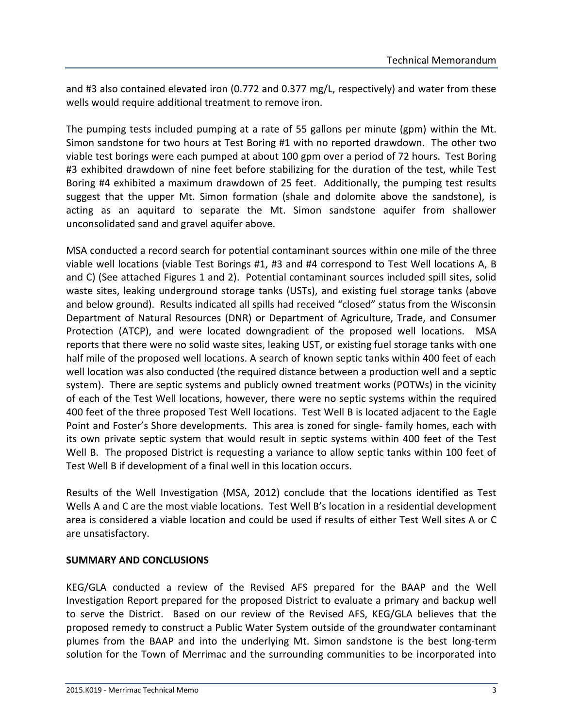and #3 also contained elevated iron (0.772 and 0.377 mg/L, respectively) and water from these wells would require additional treatment to remove iron.

The pumping tests included pumping at a rate of 55 gallons per minute (gpm) within the Mt. Simon sandstone for two hours at Test Boring #1 with no reported drawdown. The other two viable test borings were each pumped at about 100 gpm over a period of 72 hours. Test Boring #3 exhibited drawdown of nine feet before stabilizing for the duration of the test, while Test Boring #4 exhibited a maximum drawdown of 25 feet. Additionally, the pumping test results suggest that the upper Mt. Simon formation (shale and dolomite above the sandstone), is acting as an aquitard to separate the Mt. Simon sandstone aquifer from shallower unconsolidated sand and gravel aquifer above.

MSA conducted a record search for potential contaminant sources within one mile of the three viable well locations (viable Test Borings #1, #3 and #4 correspond to Test Well locations A, B and C) (See attached Figures 1 and 2). Potential contaminant sources included spill sites, solid waste sites, leaking underground storage tanks (USTs), and existing fuel storage tanks (above and below ground). Results indicated all spills had received "closed" status from the Wisconsin Department of Natural Resources (DNR) or Department of Agriculture, Trade, and Consumer Protection (ATCP), and were located downgradient of the proposed well locations. MSA reports that there were no solid waste sites, leaking UST, or existing fuel storage tanks with one half mile of the proposed well locations. A search of known septic tanks within 400 feet of each well location was also conducted (the required distance between a production well and a septic system). There are septic systems and publicly owned treatment works (POTWs) in the vicinity of each of the Test Well locations, however, there were no septic systems within the required 400 feet of the three proposed Test Well locations. Test Well B is located adjacent to the Eagle Point and Foster's Shore developments. This area is zoned for single- family homes, each with its own private septic system that would result in septic systems within 400 feet of the Test Well B. The proposed District is requesting a variance to allow septic tanks within 100 feet of Test Well B if development of a final well in this location occurs.

Results of the Well Investigation (MSA, 2012) conclude that the locations identified as Test Wells A and C are the most viable locations. Test Well B's location in a residential development area is considered a viable location and could be used if results of either Test Well sites A or C are unsatisfactory.

**SUMMARY AND CONCLUSIONS**

KEG/GLA conducted a review of the Revised AFS prepared for the BAAP and the Well Investigation Report prepared for the proposed District to evaluate a primary and backup well to serve the District. Based on our review of the Revised AFS, KEG/GLA believes that the proposed remedy to construct a Public Water System outside of the groundwater contaminant plumes from the BAAP and into the underlying Mt. Simon sandstone is the best long-term solution for the Town of Merrimac and the surrounding communities to be incorporated into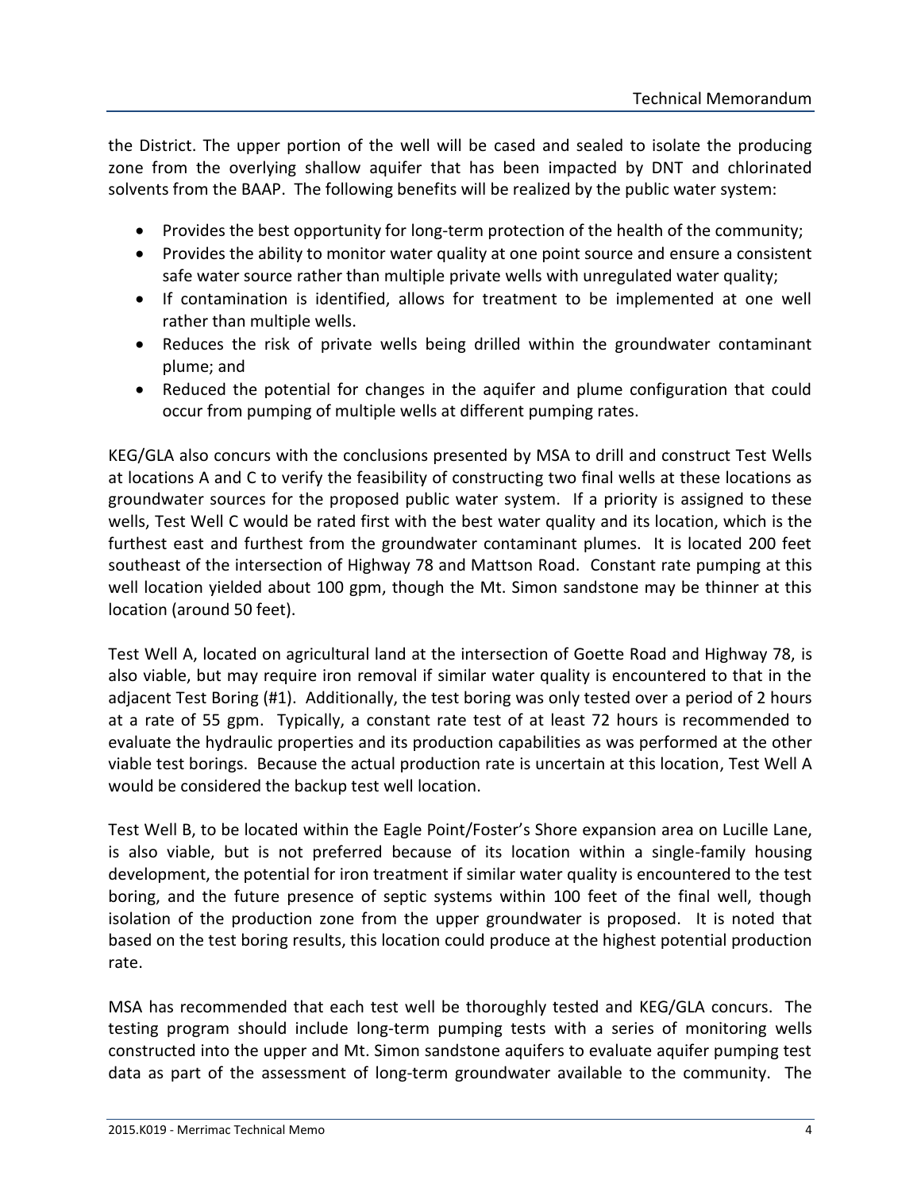the District. The upper portion of the well will be cased and sealed to isolate the producing zone from the overlying shallow aquifer that has been impacted by DNT and chlorinated solvents from the BAAP. The following benefits will be realized by the public water system:

- Provides the best opportunity for long-term protection of the health of the community;
- Provides the ability to monitor water quality at one point source and ensure a consistent safe water source rather than multiple private wells with unregulated water quality;
- If contamination is identified, allows for treatment to be implemented at one well rather than multiple wells.
- Reduces the risk of private wells being drilled within the groundwater contaminant plume; and
- Reduced the potential for changes in the aquifer and plume configuration that could occur from pumping of multiple wells at different pumping rates.

KEG/GLA also concurs with the conclusions presented by MSA to drill and construct Test Wells at locations A and C to verify the feasibility of constructing two final wells at these locations as groundwater sources for the proposed public water system. If a priority is assigned to these wells, Test Well C would be rated first with the best water quality and its location, which is the furthest east and furthest from the groundwater contaminant plumes. It is located 200 feet southeast of the intersection of Highway 78 and Mattson Road. Constant rate pumping at this well location yielded about 100 gpm, though the Mt. Simon sandstone may be thinner at this location (around 50 feet).

Test Well A, located on agricultural land at the intersection of Goette Road and Highway 78, is also viable, but may require iron removal if similar water quality is encountered to that in the adjacent Test Boring (#1). Additionally, the test boring was only tested over a period of 2 hours at a rate of 55 gpm. Typically, a constant rate test of at least 72 hours is recommended to evaluate the hydraulic properties and its production capabilities as was performed at the other viable test borings. Because the actual production rate is uncertain at this location, Test Well A would be considered the backup test well location.

Test Well B, to be located within the Eagle Point/Foster's Shore expansion area on Lucille Lane, is also viable, but is not preferred because of its location within a single-family housing development, the potential for iron treatment if similar water quality is encountered to the test boring, and the future presence of septic systems within 100 feet of the final well, though isolation of the production zone from the upper groundwater is proposed. It is noted that based on the test boring results, this location could produce at the highest potential production rate.

MSA has recommended that each test well be thoroughly tested and KEG/GLA concurs. The testing program should include long-term pumping tests with a series of monitoring wells constructed into the upper and Mt. Simon sandstone aquifers to evaluate aquifer pumping test data as part of the assessment of long-term groundwater available to the community. The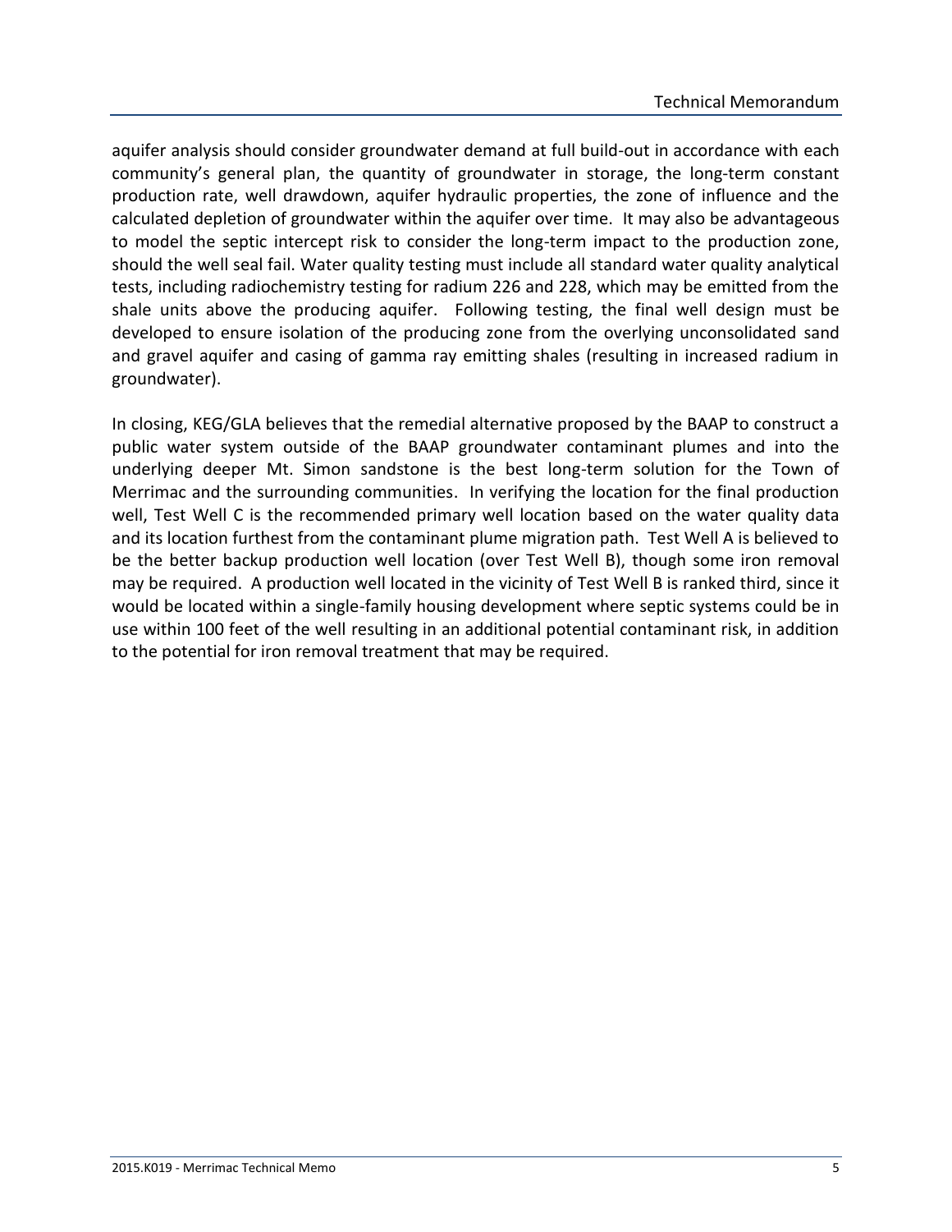aquifer analysis should consider groundwater demand at full build-out in accordance with each community's general plan, the quantity of groundwater in storage, the long-term constant production rate, well drawdown, aquifer hydraulic properties, the zone of influence and the calculated depletion of groundwater within the aquifer over time. It may also be advantageous to model the septic intercept risk to consider the long-term impact to the production zone, should the well seal fail. Water quality testing must include all standard water quality analytical tests, including radiochemistry testing for radium 226 and 228, which may be emitted from the shale units above the producing aquifer. Following testing, the final well design must be developed to ensure isolation of the producing zone from the overlying unconsolidated sand and gravel aquifer and casing of gamma ray emitting shales (resulting in increased radium in groundwater).

In closing, KEG/GLA believes that the remedial alternative proposed by the BAAP to construct a public water system outside of the BAAP groundwater contaminant plumes and into the underlying deeper Mt. Simon sandstone is the best long-term solution for the Town of Merrimac and the surrounding communities. In verifying the location for the final production well, Test Well C is the recommended primary well location based on the water quality data and its location furthest from the contaminant plume migration path. Test Well A is believed to be the better backup production well location (over Test Well B), though some iron removal may be required. A production well located in the vicinity of Test Well B is ranked third, since it would be located within a single-family housing development where septic systems could be in use within 100 feet of the well resulting in an additional potential contaminant risk, in addition to the potential for iron removal treatment that may be required.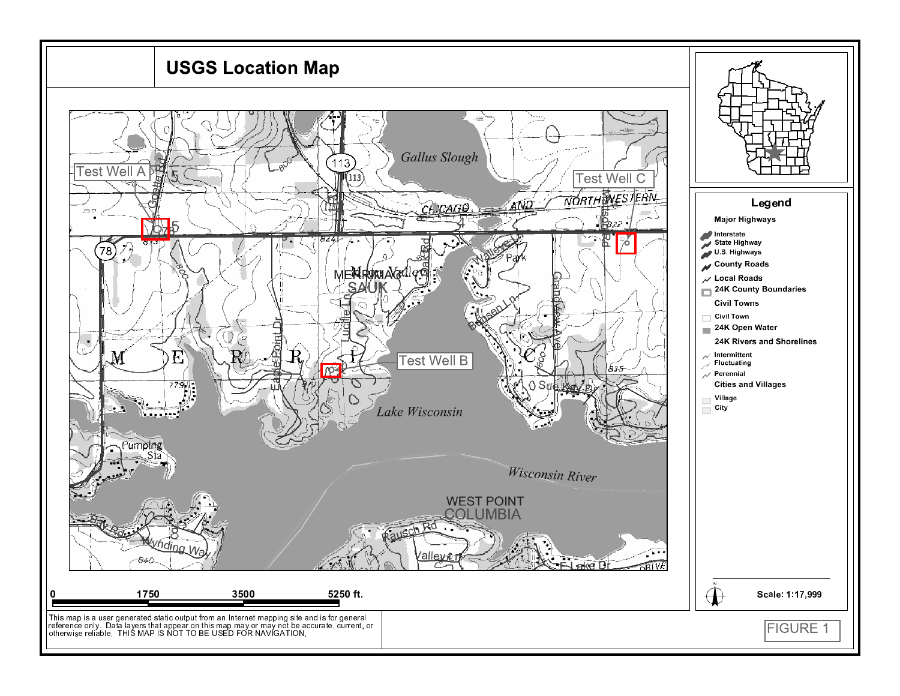# USGS Location Map

Test Well A

Test Well B

Test Well C

Gallus Slough

Lake Wisconsin

Wisconsin River

WEST POINT

COLUMBIA

MERRIMAC

SAUK

0 1750 3500 5250 ft.

This map is a user generated static output from an Internet mapping site and is for general reference only. Data layers that appear on this map may or may not be accurate, current, or otherwise reliable. THIS MAP IS NOT TO BE USED FOR NAVIGATION.

**Legend**

- Major Highways
  - Interstate
  - State Highway
  - U.S. Highways
- County Roads
- Local Roads
- 24K County Boundaries
- Civil Towns
  - Civil Town
- 24K Open Water
- 24K Rivers and Shorelines
  - Intermittent
  - Fluctuating
  - Perennial
- Cities and Villages
  - Village
  - City

Scale: 1:17,999

FIGURE 1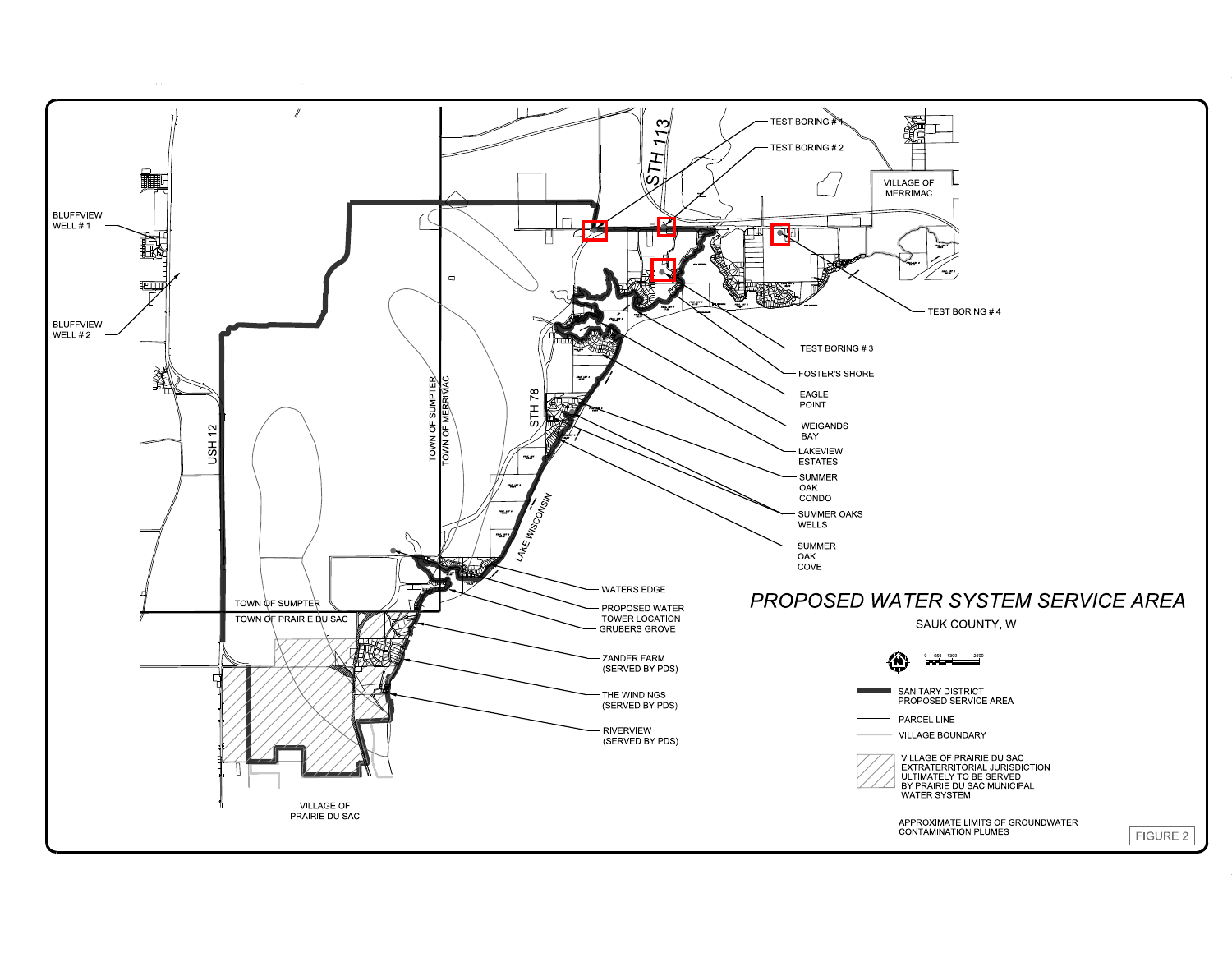# PROPOSED WATER SYSTEM SERVICE AREA

SAUK COUNTY, WI

TEST BORING # 1

TEST BORING # 2

TEST BORING # 3

TEST BORING # 4

VILLAGE OF MERRIMAC

STH 113

BLUFFVIEW WELL # 1

BLUFFVIEW WELL # 2

USH 12

TOWN OF SUMPTER

TOWN OF MERRIMAC

STH 78

LAKE WISCONSIN

FOSTER'S SHORE

EAGLE POINT

WEIGANDS BAY

LAKEVIEW ESTATES

SUMMER OAK CONDO

SUMMER OAKS WELLS

SUMMER OAK COVE

WATERS EDGE

PROPOSED WATER TOWER LOCATION

GRUBERS GROVE

TOWN OF SUMPTER

TOWN OF PRAIRIE DU SAC

ZANDER FARM (SERVED BY PDS)

THE WINDINGS (SERVED BY PDS)

RIVERVIEW (SERVED BY PDS)

VILLAGE OF PRAIRIE DU SAC

0 650 1300 2600

SANITARY DISTRICT PROPOSED SERVICE AREA

PARCEL LINE

VILLAGE BOUNDARY

VILLAGE OF PRAIRIE DU SAC EXTRATERRITORIAL JURISDICTION ULTIMATELY TO BE SERVED BY PRAIRIE DU SAC MUNICIPAL WATER SYSTEM

APPROXIMATE LIMITS OF GROUNDWATER CONTAMINATION PLUMES

FIGURE 2